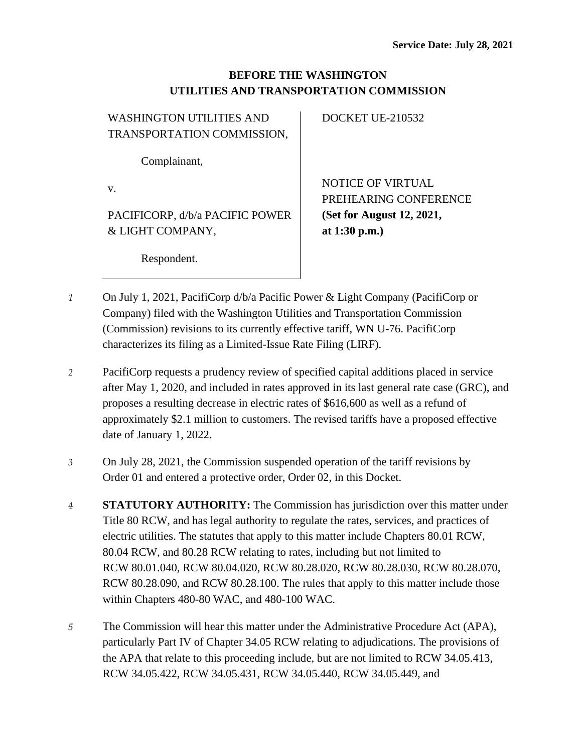**Service Date: July 28, 2021**

**BEFORE THE WASHINGTON**
**UTILITIES AND TRANSPORTATION COMMISSION**

| | |
|---|---|
| WASHINGTON UTILITIES AND TRANSPORTATION COMMISSION,<br><br>Complainant,<br><br>v.<br><br>PACIFICORP, d/b/a PACIFIC POWER & LIGHT COMPANY,<br><br>Respondent. | DOCKET UE-210532<br><br>NOTICE OF VIRTUAL PREHEARING CONFERENCE<br>**(Set for August 12, 2021, at 1:30 p.m.)** |

*1* On July 1, 2021, PacifiCorp d/b/a Pacific Power & Light Company (PacifiCorp or Company) filed with the Washington Utilities and Transportation Commission (Commission) revisions to its currently effective tariff, WN U-76. PacifiCorp characterizes its filing as a Limited-Issue Rate Filing (LIRF).

*2* PacifiCorp requests a prudency review of specified capital additions placed in service after May 1, 2020, and included in rates approved in its last general rate case (GRC), and proposes a resulting decrease in electric rates of $616,600 as well as a refund of approximately $2.1 million to customers. The revised tariffs have a proposed effective date of January 1, 2022.

*3* On July 28, 2021, the Commission suspended operation of the tariff revisions by Order 01 and entered a protective order, Order 02, in this Docket.

*4* **STATUTORY AUTHORITY:** The Commission has jurisdiction over this matter under Title 80 RCW, and has legal authority to regulate the rates, services, and practices of electric utilities. The statutes that apply to this matter include Chapters 80.01 RCW, 80.04 RCW, and 80.28 RCW relating to rates, including but not limited to RCW 80.01.040, RCW 80.04.020, RCW 80.28.020, RCW 80.28.030, RCW 80.28.070, RCW 80.28.090, and RCW 80.28.100. The rules that apply to this matter include those within Chapters 480-80 WAC, and 480-100 WAC.

*5* The Commission will hear this matter under the Administrative Procedure Act (APA), particularly Part IV of Chapter 34.05 RCW relating to adjudications. The provisions of the APA that relate to this proceeding include, but are not limited to RCW 34.05.413, RCW 34.05.422, RCW 34.05.431, RCW 34.05.440, RCW 34.05.449, and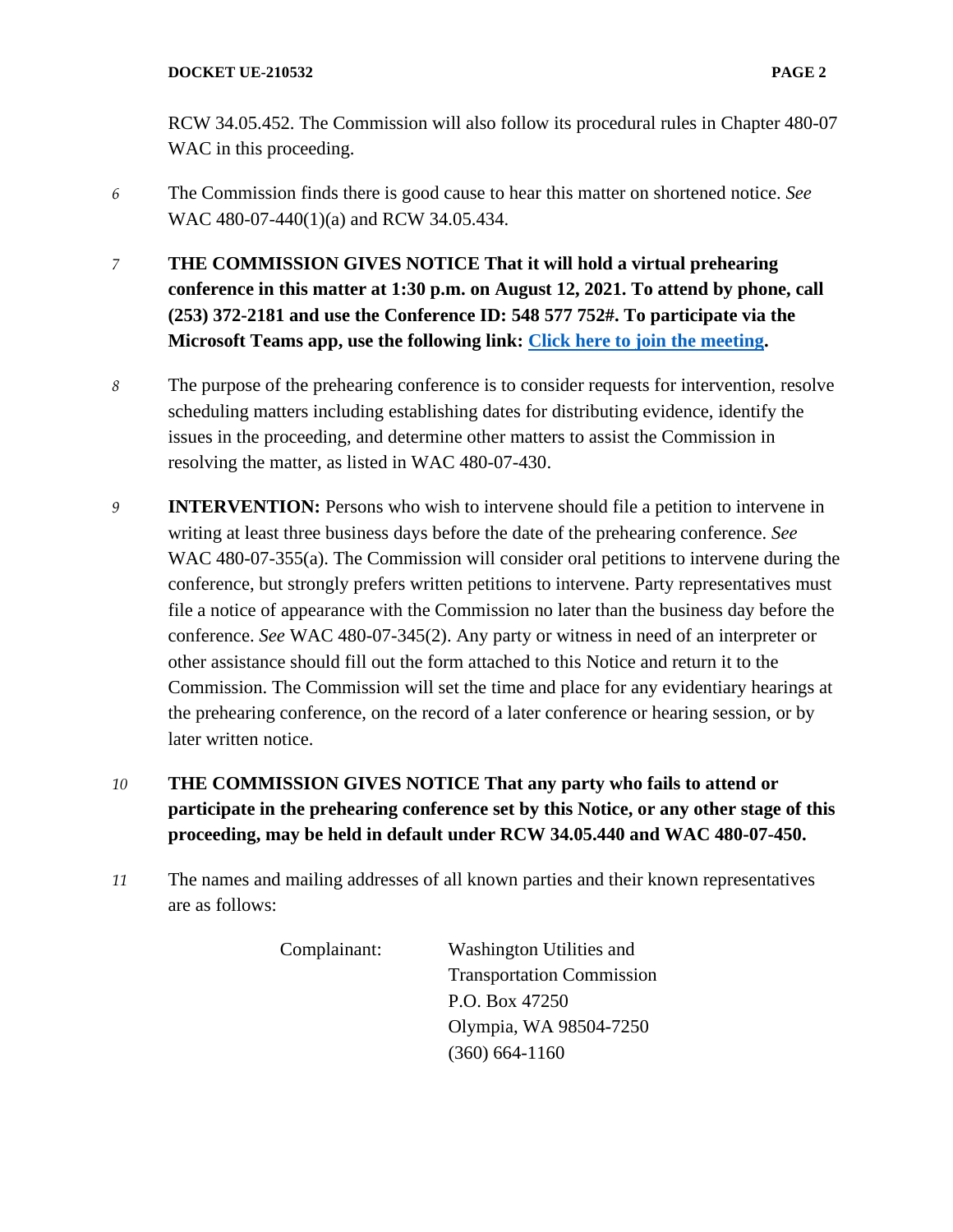RCW 34.05.452. The Commission will also follow its procedural rules in Chapter 480-07 WAC in this proceeding.

*6* The Commission finds there is good cause to hear this matter on shortened notice. *See* WAC 480-07-440(1)(a) and RCW 34.05.434.

*7* **THE COMMISSION GIVES NOTICE That it will hold a virtual prehearing conference in this matter at 1:30 p.m. on August 12, 2021. To attend by phone, call (253) 372-2181 and use the Conference ID: 548 577 752#. To participate via the Microsoft Teams app, use the following link: Click here to join the meeting.**

*8* The purpose of the prehearing conference is to consider requests for intervention, resolve scheduling matters including establishing dates for distributing evidence, identify the issues in the proceeding, and determine other matters to assist the Commission in resolving the matter, as listed in WAC 480-07-430.

*9* **INTERVENTION:** Persons who wish to intervene should file a petition to intervene in writing at least three business days before the date of the prehearing conference. *See* WAC 480-07-355(a). The Commission will consider oral petitions to intervene during the conference, but strongly prefers written petitions to intervene. Party representatives must file a notice of appearance with the Commission no later than the business day before the conference. *See* WAC 480-07-345(2). Any party or witness in need of an interpreter or other assistance should fill out the form attached to this Notice and return it to the Commission. The Commission will set the time and place for any evidentiary hearings at the prehearing conference, on the record of a later conference or hearing session, or by later written notice.

*10* **THE COMMISSION GIVES NOTICE That any party who fails to attend or participate in the prehearing conference set by this Notice, or any other stage of this proceeding, may be held in default under RCW 34.05.440 and WAC 480-07-450.**

*11* The names and mailing addresses of all known parties and their known representatives are as follows:

Complainant:

Washington Utilities and
Transportation Commission
P.O. Box 47250
Olympia, WA 98504-7250
(360) 664-1160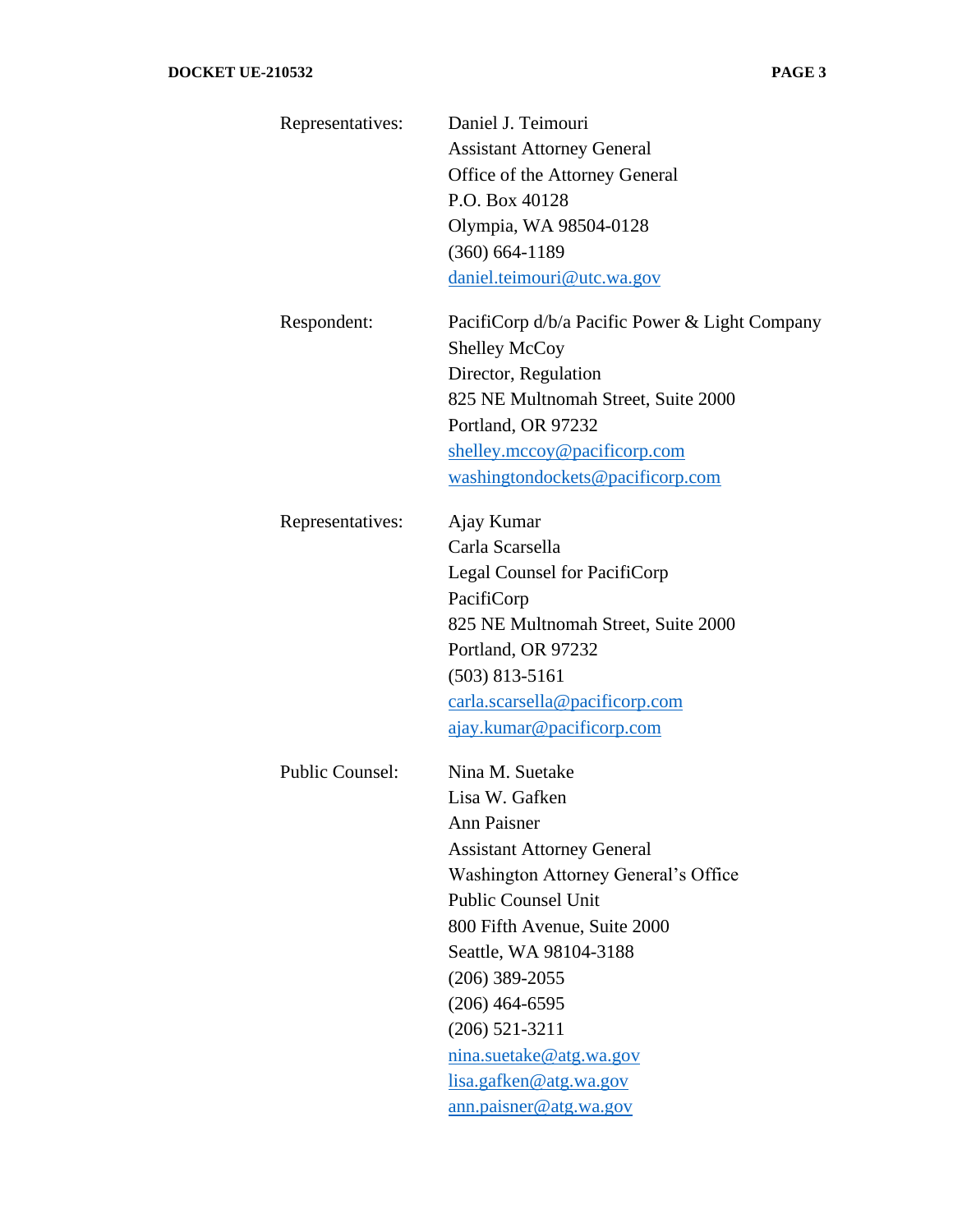Representatives: Daniel J. Teimouri
Assistant Attorney General
Office of the Attorney General
P.O. Box 40128
Olympia, WA 98504-0128
(360) 664-1189
daniel.teimouri@utc.wa.gov

Respondent: PacifiCorp d/b/a Pacific Power & Light Company
Shelley McCoy
Director, Regulation
825 NE Multnomah Street, Suite 2000
Portland, OR 97232
shelley.mccoy@pacificorp.com
washingtondockets@pacificorp.com

Representatives: Ajay Kumar
Carla Scarsella
Legal Counsel for PacifiCorp
PacifiCorp
825 NE Multnomah Street, Suite 2000
Portland, OR 97232
(503) 813-5161
carla.scarsella@pacificorp.com
ajay.kumar@pacificorp.com

Public Counsel: Nina M. Suetake
Lisa W. Gafken
Ann Paisner
Assistant Attorney General
Washington Attorney General's Office
Public Counsel Unit
800 Fifth Avenue, Suite 2000
Seattle, WA 98104-3188
(206) 389-2055
(206) 464-6595
(206) 521-3211
nina.suetake@atg.wa.gov
lisa.gafken@atg.wa.gov
ann.paisner@atg.wa.gov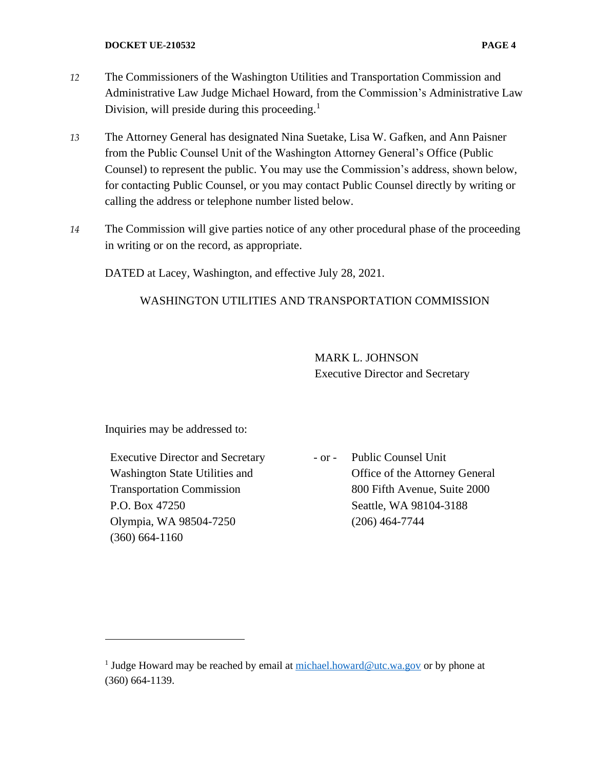12 The Commissioners of the Washington Utilities and Transportation Commission and Administrative Law Judge Michael Howard, from the Commission's Administrative Law Division, will preside during this proceeding.[1]

13 The Attorney General has designated Nina Suetake, Lisa W. Gafken, and Ann Paisner from the Public Counsel Unit of the Washington Attorney General's Office (Public Counsel) to represent the public. You may use the Commission's address, shown below, for contacting Public Counsel, or you may contact Public Counsel directly by writing or calling the address or telephone number listed below.

14 The Commission will give parties notice of any other procedural phase of the proceeding in writing or on the record, as appropriate.

DATED at Lacey, Washington, and effective July 28, 2021.

WASHINGTON UTILITIES AND TRANSPORTATION COMMISSION

MARK L. JOHNSON
Executive Director and Secretary

Inquiries may be addressed to:

Executive Director and Secretary
Washington State Utilities and
Transportation Commission
P.O. Box 47250
Olympia, WA 98504-7250
(360) 664-1160

- or -

Public Counsel Unit
Office of the Attorney General
800 Fifth Avenue, Suite 2000
Seattle, WA 98104-3188
(206) 464-7744

---

[1] Judge Howard may be reached by email at michael.howard@utc.wa.gov or by phone at (360) 664-1139.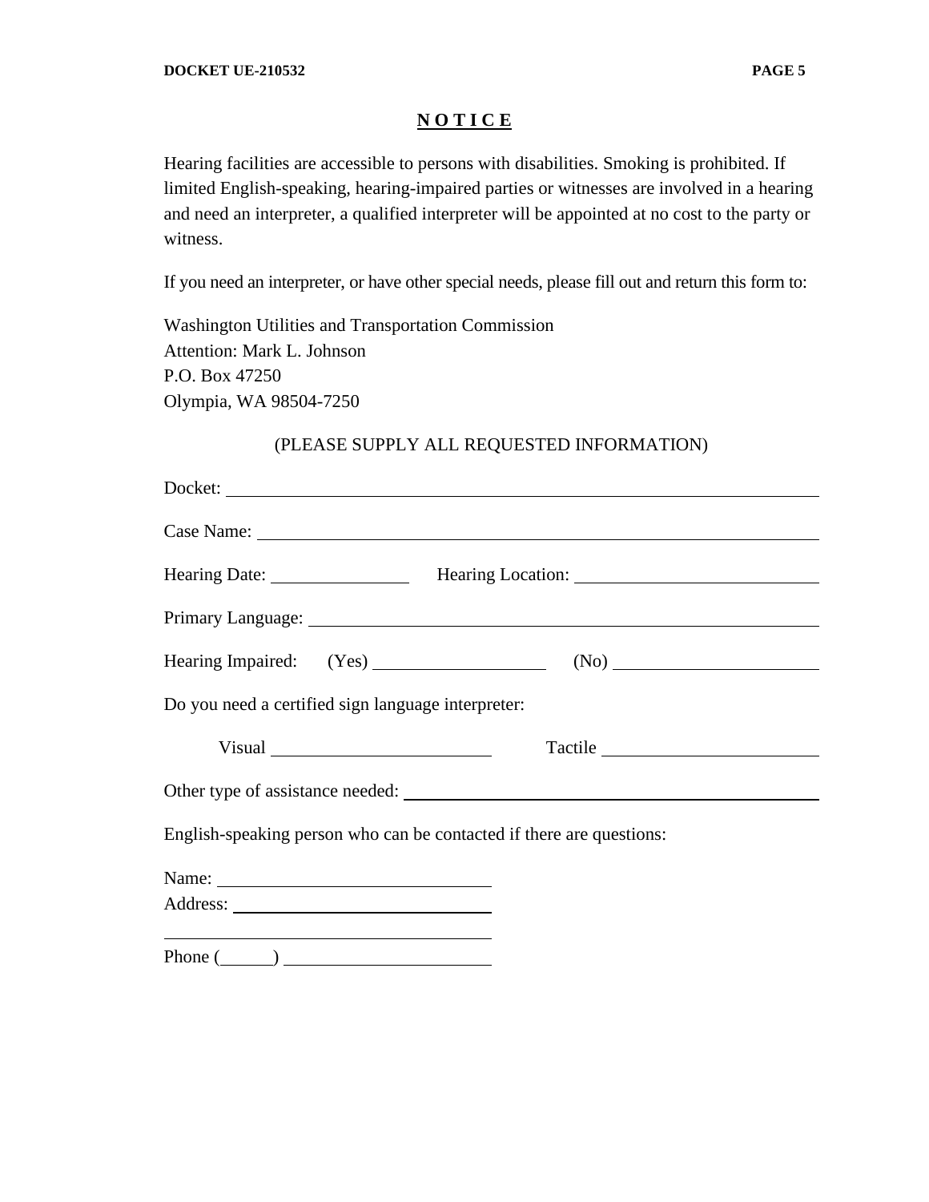## N O T I C E

Hearing facilities are accessible to persons with disabilities. Smoking is prohibited. If limited English-speaking, hearing-impaired parties or witnesses are involved in a hearing and need an interpreter, a qualified interpreter will be appointed at no cost to the party or witness.

If you need an interpreter, or have other special needs, please fill out and return this form to:

Washington Utilities and Transportation Commission
Attention: Mark L. Johnson
P.O. Box 47250
Olympia, WA 98504-7250

(PLEASE SUPPLY ALL REQUESTED INFORMATION)

Docket: ______________________________

Case Name: ______________________________

Hearing Date: ______________ Hearing Location: ______________________

Primary Language: ______________________________

Hearing Impaired: (Yes) ______________ (No) ______________

Do you need a certified sign language interpreter:

Visual ______________ Tactile ______________

Other type of assistance needed: ______________________________

English-speaking person who can be contacted if there are questions:

Name: ______________________
Address: ______________________
______________________
Phone (______) ______________________